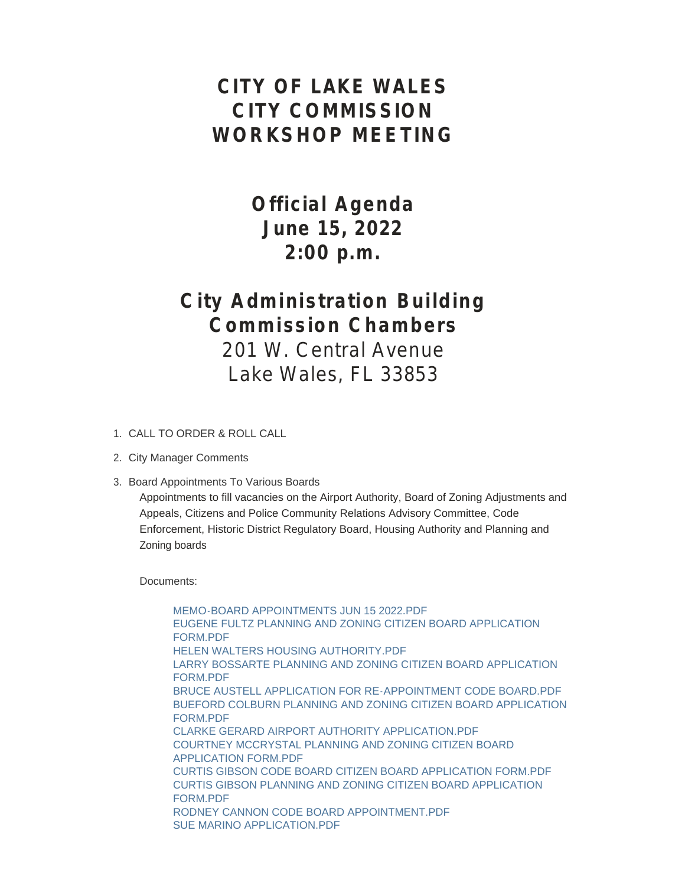# CITY OF LAKE WALES
# CITY COMMISSION
# WORKSHOP MEETING

## Official Agenda
## June 15, 2022
## 2:00 p.m.

## City Administration Building
## Commission Chambers

201 W. Central Avenue
Lake Wales, FL 33853

1. CALL TO ORDER & ROLL CALL
2. City Manager Comments
3. Board Appointments To Various Boards

   Appointments to fill vacancies on the Airport Authority, Board of Zoning Adjustments and Appeals, Citizens and Police Community Relations Advisory Committee, Code Enforcement, Historic District Regulatory Board, Housing Authority and Planning and Zoning boards

   Documents:

   - MEMO-BOARD APPOINTMENTS JUN 15 2022.PDF
   - EUGENE FULTZ PLANNING AND ZONING CITIZEN BOARD APPLICATION FORM.PDF
   - HELEN WALTERS HOUSING AUTHORITY.PDF
   - LARRY BOSSARTE PLANNING AND ZONING CITIZEN BOARD APPLICATION FORM.PDF
   - BRUCE AUSTELL APPLICATION FOR RE-APPOINTMENT CODE BOARD.PDF
   - BUEFORD COLBURN PLANNING AND ZONING CITIZEN BOARD APPLICATION FORM.PDF
   - CLARKE GERARD AIRPORT AUTHORITY APPLICATION.PDF
   - COURTNEY MCCRYSTAL PLANNING AND ZONING CITIZEN BOARD APPLICATION FORM.PDF
   - CURTIS GIBSON CODE BOARD CITIZEN BOARD APPLICATION FORM.PDF
   - CURTIS GIBSON PLANNING AND ZONING CITIZEN BOARD APPLICATION FORM.PDF
   - RODNEY CANNON CODE BOARD APPOINTMENT.PDF
   - SUE MARINO APPLICATION.PDF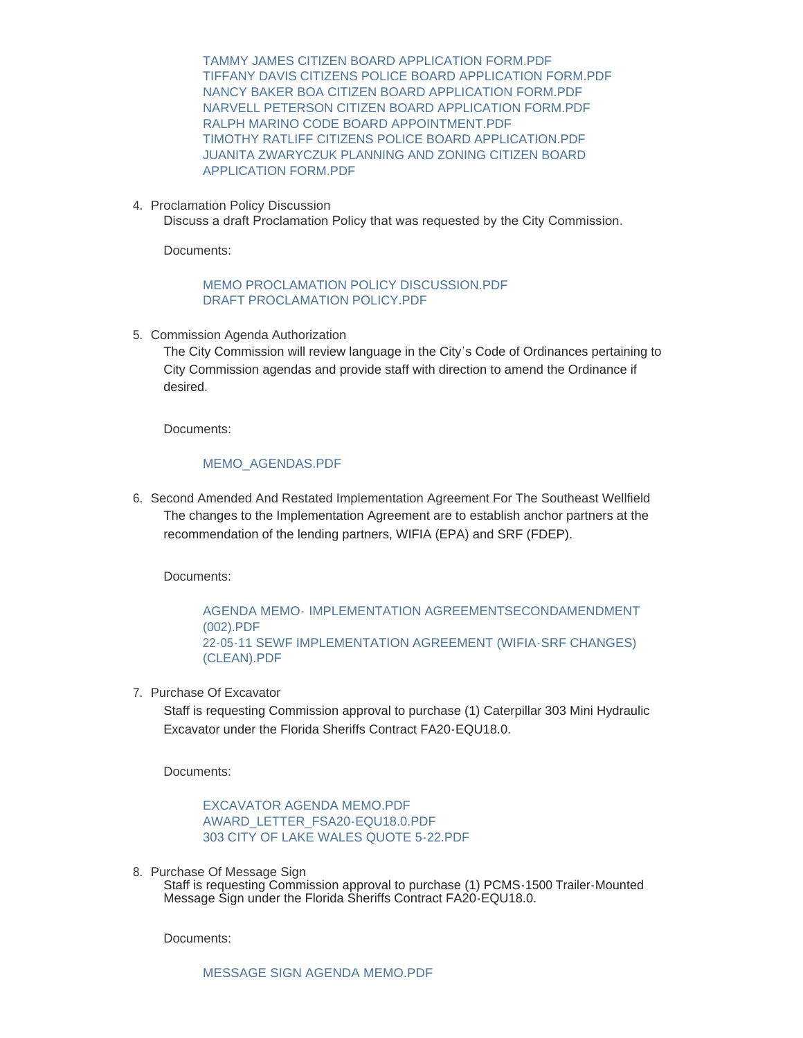TAMMY JAMES CITIZEN BOARD APPLICATION FORM.PDF
TIFFANY DAVIS CITIZENS POLICE BOARD APPLICATION FORM.PDF
NANCY BAKER BOA CITIZEN BOARD APPLICATION FORM.PDF
NARVELL PETERSON CITIZEN BOARD APPLICATION FORM.PDF
RALPH MARINO CODE BOARD APPOINTMENT.PDF
TIMOTHY RATLIFF CITIZENS POLICE BOARD APPLICATION.PDF
JUANITA ZWARYCZUK PLANNING AND ZONING CITIZEN BOARD APPLICATION FORM.PDF

4. Proclamation Policy Discussion

   Discuss a draft Proclamation Policy that was requested by the City Commission.

   Documents:

   MEMO PROCLAMATION POLICY DISCUSSION.PDF
   DRAFT PROCLAMATION POLICY.PDF

5. Commission Agenda Authorization

   The City Commission will review language in the City's Code of Ordinances pertaining to City Commission agendas and provide staff with direction to amend the Ordinance if desired.

   Documents:

   MEMO_AGENDAS.PDF

6. Second Amended And Restated Implementation Agreement For The Southeast Wellfield

   The changes to the Implementation Agreement are to establish anchor partners at the recommendation of the lending partners, WIFIA (EPA) and SRF (FDEP).

   Documents:

   AGENDA MEMO- IMPLEMENTATION AGREEMENTSECONDAMENDMENT (002).PDF
   22-05-11 SEWF IMPLEMENTATION AGREEMENT (WIFIA-SRF CHANGES) (CLEAN).PDF

7. Purchase Of Excavator

   Staff is requesting Commission approval to purchase (1) Caterpillar 303 Mini Hydraulic Excavator under the Florida Sheriffs Contract FA20-EQU18.0.

   Documents:

   EXCAVATOR AGENDA MEMO.PDF
   AWARD_LETTER_FSA20-EQU18.0.PDF
   303 CITY OF LAKE WALES QUOTE 5-22.PDF

8. Purchase Of Message Sign

   Staff is requesting Commission approval to purchase (1) PCMS-1500 Trailer-Mounted Message Sign under the Florida Sheriffs Contract FA20-EQU18.0.

   Documents:

   MESSAGE SIGN AGENDA MEMO.PDF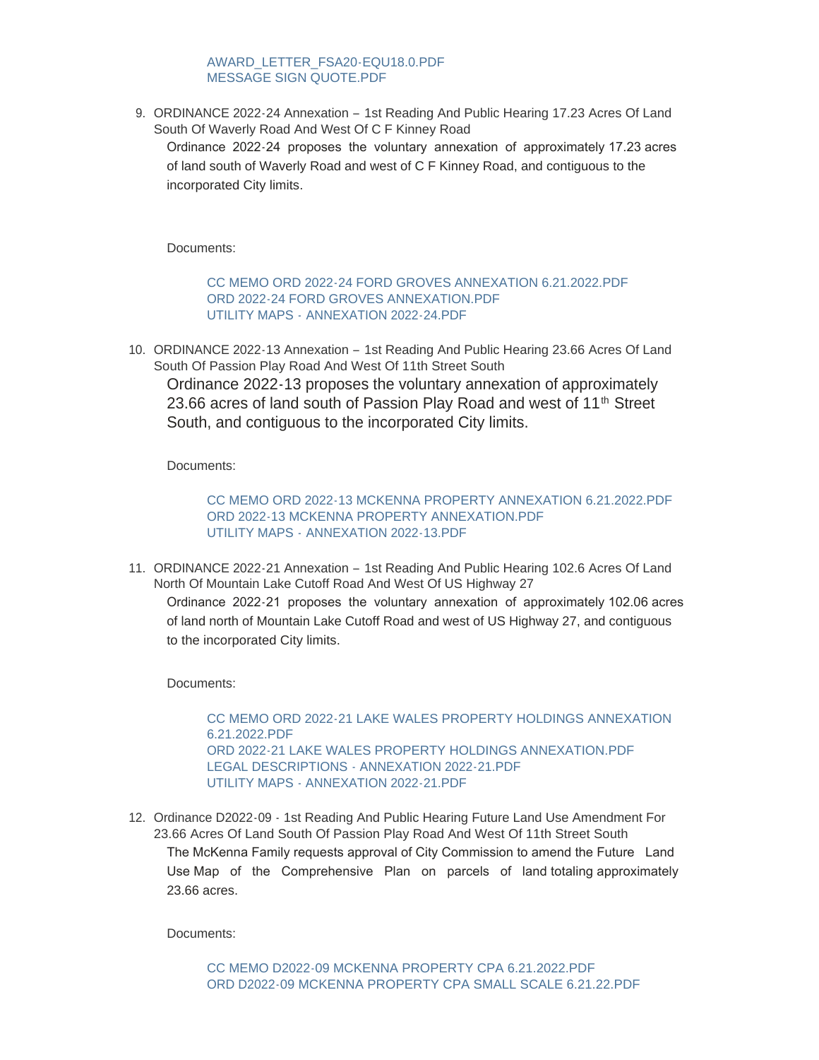AWARD_LETTER_FSA20-EQU18.0.PDF
MESSAGE SIGN QUOTE.PDF

9. ORDINANCE 2022-24 Annexation – 1st Reading And Public Hearing 17.23 Acres Of Land South Of Waverly Road And West Of C F Kinney Road

   Ordinance 2022-24 proposes the voluntary annexation of approximately 17.23 acres of land south of Waverly Road and west of C F Kinney Road, and contiguous to the incorporated City limits.

   Documents:

   CC MEMO ORD 2022-24 FORD GROVES ANNEXATION 6.21.2022.PDF
   ORD 2022-24 FORD GROVES ANNEXATION.PDF
   UTILITY MAPS - ANNEXATION 2022-24.PDF

10. ORDINANCE 2022-13 Annexation – 1st Reading And Public Hearing 23.66 Acres Of Land South Of Passion Play Road And West Of 11th Street South

    Ordinance 2022-13 proposes the voluntary annexation of approximately 23.66 acres of land south of Passion Play Road and west of 11th Street South, and contiguous to the incorporated City limits.

    Documents:

    CC MEMO ORD 2022-13 MCKENNA PROPERTY ANNEXATION 6.21.2022.PDF
    ORD 2022-13 MCKENNA PROPERTY ANNEXATION.PDF
    UTILITY MAPS - ANNEXATION 2022-13.PDF

11. ORDINANCE 2022-21 Annexation – 1st Reading And Public Hearing 102.6 Acres Of Land North Of Mountain Lake Cutoff Road And West Of US Highway 27

    Ordinance 2022-21 proposes the voluntary annexation of approximately 102.06 acres of land north of Mountain Lake Cutoff Road and west of US Highway 27, and contiguous to the incorporated City limits.

    Documents:

    CC MEMO ORD 2022-21 LAKE WALES PROPERTY HOLDINGS ANNEXATION 6.21.2022.PDF
    ORD 2022-21 LAKE WALES PROPERTY HOLDINGS ANNEXATION.PDF
    LEGAL DESCRIPTIONS - ANNEXATION 2022-21.PDF
    UTILITY MAPS - ANNEXATION 2022-21.PDF

12. Ordinance D2022-09 - 1st Reading And Public Hearing Future Land Use Amendment For 23.66 Acres Of Land South Of Passion Play Road And West Of 11th Street South

    The McKenna Family requests approval of City Commission to amend the Future Land Use Map of the Comprehensive Plan on parcels of land totaling approximately 23.66 acres.

    Documents:

    CC MEMO D2022-09 MCKENNA PROPERTY CPA 6.21.2022.PDF
    ORD D2022-09 MCKENNA PROPERTY CPA SMALL SCALE 6.21.22.PDF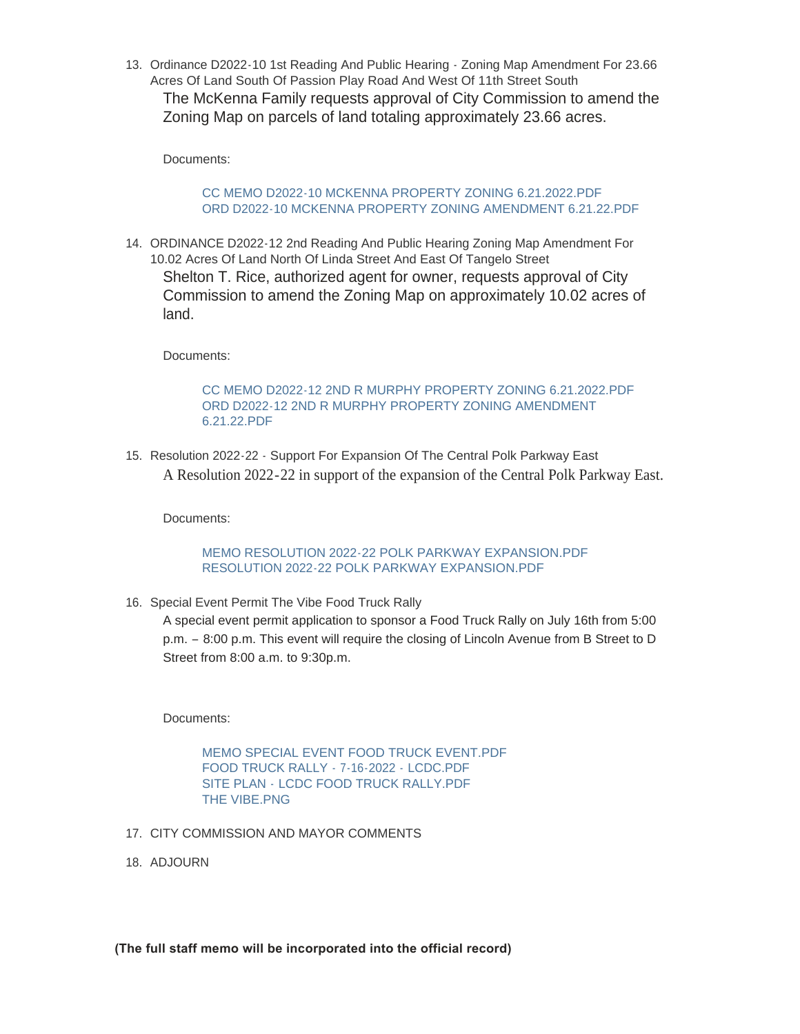13. Ordinance D2022-10 1st Reading And Public Hearing - Zoning Map Amendment For 23.66 Acres Of Land South Of Passion Play Road And West Of 11th Street South

    The McKenna Family requests approval of City Commission to amend the Zoning Map on parcels of land totaling approximately 23.66 acres.

    Documents:

    CC MEMO D2022-10 MCKENNA PROPERTY ZONING 6.21.2022.PDF
    ORD D2022-10 MCKENNA PROPERTY ZONING AMENDMENT 6.21.22.PDF

14. ORDINANCE D2022-12 2nd Reading And Public Hearing Zoning Map Amendment For 10.02 Acres Of Land North Of Linda Street And East Of Tangelo Street

    Shelton T. Rice, authorized agent for owner, requests approval of City Commission to amend the Zoning Map on approximately 10.02 acres of land.

    Documents:

    CC MEMO D2022-12 2ND R MURPHY PROPERTY ZONING 6.21.2022.PDF
    ORD D2022-12 2ND R MURPHY PROPERTY ZONING AMENDMENT 6.21.22.PDF

15. Resolution 2022-22 - Support For Expansion Of The Central Polk Parkway East

    A Resolution 2022-22 in support of the expansion of the Central Polk Parkway East.

    Documents:

    MEMO RESOLUTION 2022-22 POLK PARKWAY EXPANSION.PDF
    RESOLUTION 2022-22 POLK PARKWAY EXPANSION.PDF

16. Special Event Permit The Vibe Food Truck Rally

    A special event permit application to sponsor a Food Truck Rally on July 16th from 5:00 p.m. – 8:00 p.m. This event will require the closing of Lincoln Avenue from B Street to D Street from 8:00 a.m. to 9:30p.m.

    Documents:

    MEMO SPECIAL EVENT FOOD TRUCK EVENT.PDF
    FOOD TRUCK RALLY - 7-16-2022 - LCDC.PDF
    SITE PLAN - LCDC FOOD TRUCK RALLY.PDF
    THE VIBE.PNG

17. CITY COMMISSION AND MAYOR COMMENTS

18. ADJOURN

**(The full staff memo will be incorporated into the official record)**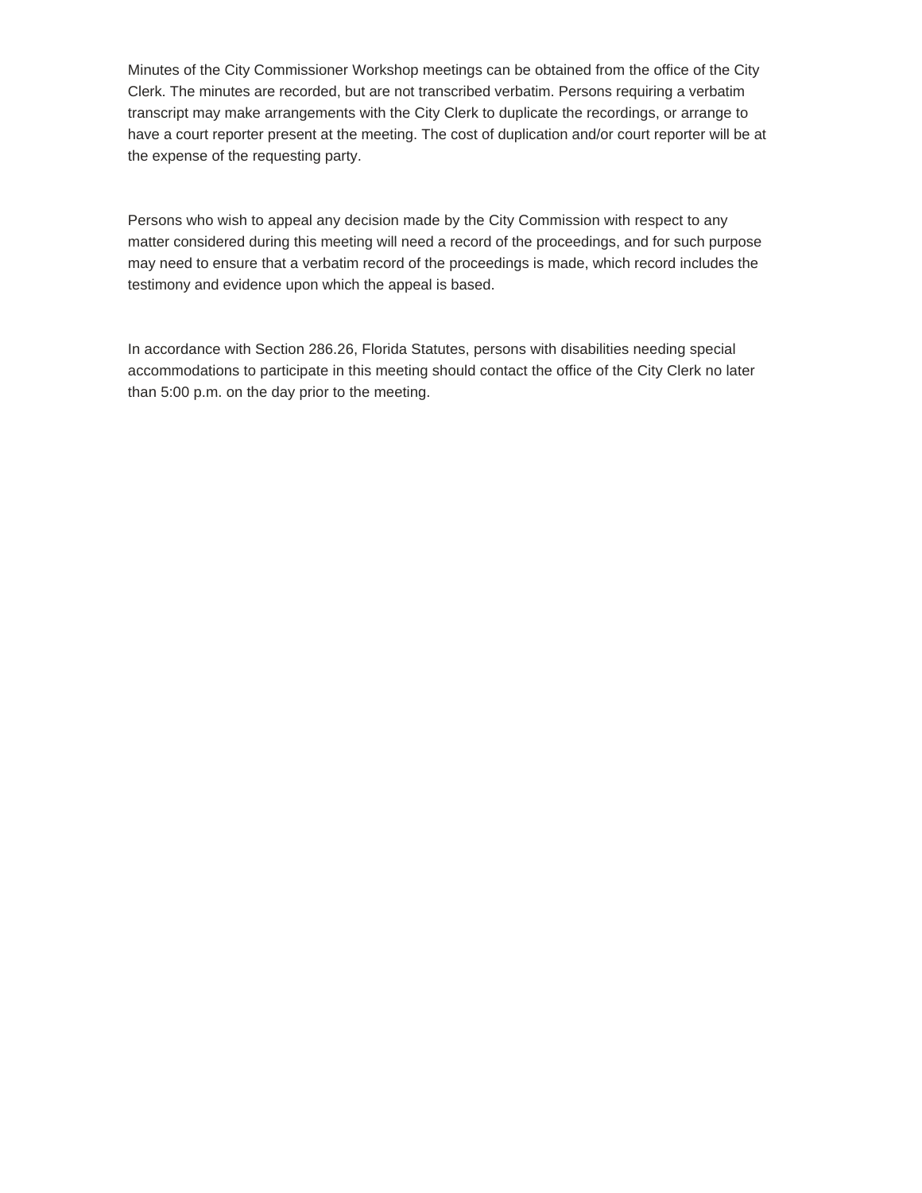Minutes of the City Commissioner Workshop meetings can be obtained from the office of the City Clerk. The minutes are recorded, but are not transcribed verbatim. Persons requiring a verbatim transcript may make arrangements with the City Clerk to duplicate the recordings, or arrange to have a court reporter present at the meeting. The cost of duplication and/or court reporter will be at the expense of the requesting party.

Persons who wish to appeal any decision made by the City Commission with respect to any matter considered during this meeting will need a record of the proceedings, and for such purpose may need to ensure that a verbatim record of the proceedings is made, which record includes the testimony and evidence upon which the appeal is based.

In accordance with Section 286.26, Florida Statutes, persons with disabilities needing special accommodations to participate in this meeting should contact the office of the City Clerk no later than 5:00 p.m. on the day prior to the meeting.